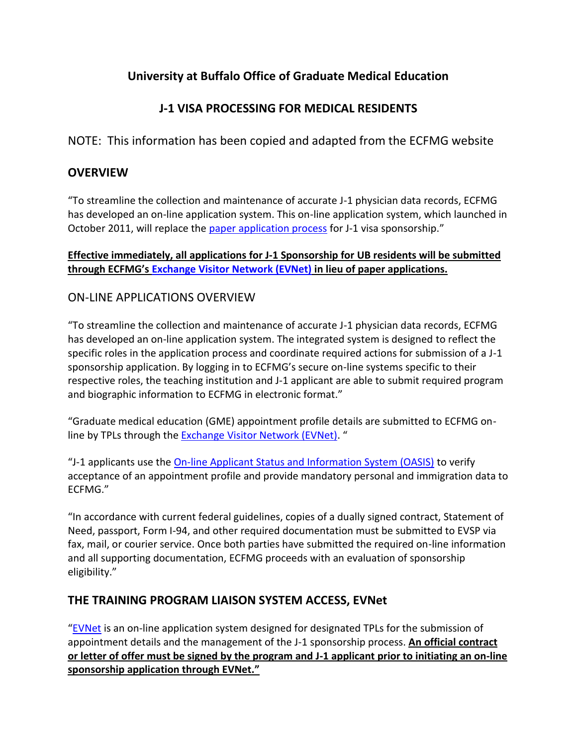# University at Buffalo Office of Graduate Medical Education

## J-1 VISA PROCESSING FOR MEDICAL RESIDENTS

NOTE: This information has been copied and adapted from the ECFMG website

## OVERVIEW

"To streamline the collection and maintenance of accurate J-1 physician data records, ECFMG has developed an on-line application system. This on-line application system, which launched in October 2011, will replace the paper application process for J-1 visa sponsorship."

**Effective immediately, all applications for J-1 Sponsorship for UB residents will be submitted through ECFMG's Exchange Visitor Network (EVNet) in lieu of paper applications.**

### ON-LINE APPLICATIONS OVERVIEW

"To streamline the collection and maintenance of accurate J-1 physician data records, ECFMG has developed an on-line application system. The integrated system is designed to reflect the specific roles in the application process and coordinate required actions for submission of a J-1 sponsorship application. By logging in to ECFMG's secure on-line systems specific to their respective roles, the teaching institution and J-1 applicant are able to submit required program and biographic information to ECFMG in electronic format."

"Graduate medical education (GME) appointment profile details are submitted to ECFMG on-line by TPLs through the Exchange Visitor Network (EVNet). "

"J-1 applicants use the On-line Applicant Status and Information System (OASIS) to verify acceptance of an appointment profile and provide mandatory personal and immigration data to ECFMG."

"In accordance with current federal guidelines, copies of a dually signed contract, Statement of Need, passport, Form I-94, and other required documentation must be submitted to EVSP via fax, mail, or courier service. Once both parties have submitted the required on-line information and all supporting documentation, ECFMG proceeds with an evaluation of sponsorship eligibility."

## THE TRAINING PROGRAM LIAISON SYSTEM ACCESS, EVNet

"EVNet is an on-line application system designed for designated TPLs for the submission of appointment details and the management of the J-1 sponsorship process. **An official contract or letter of offer must be signed by the program and J-1 applicant prior to initiating an on-line sponsorship application through EVNet."**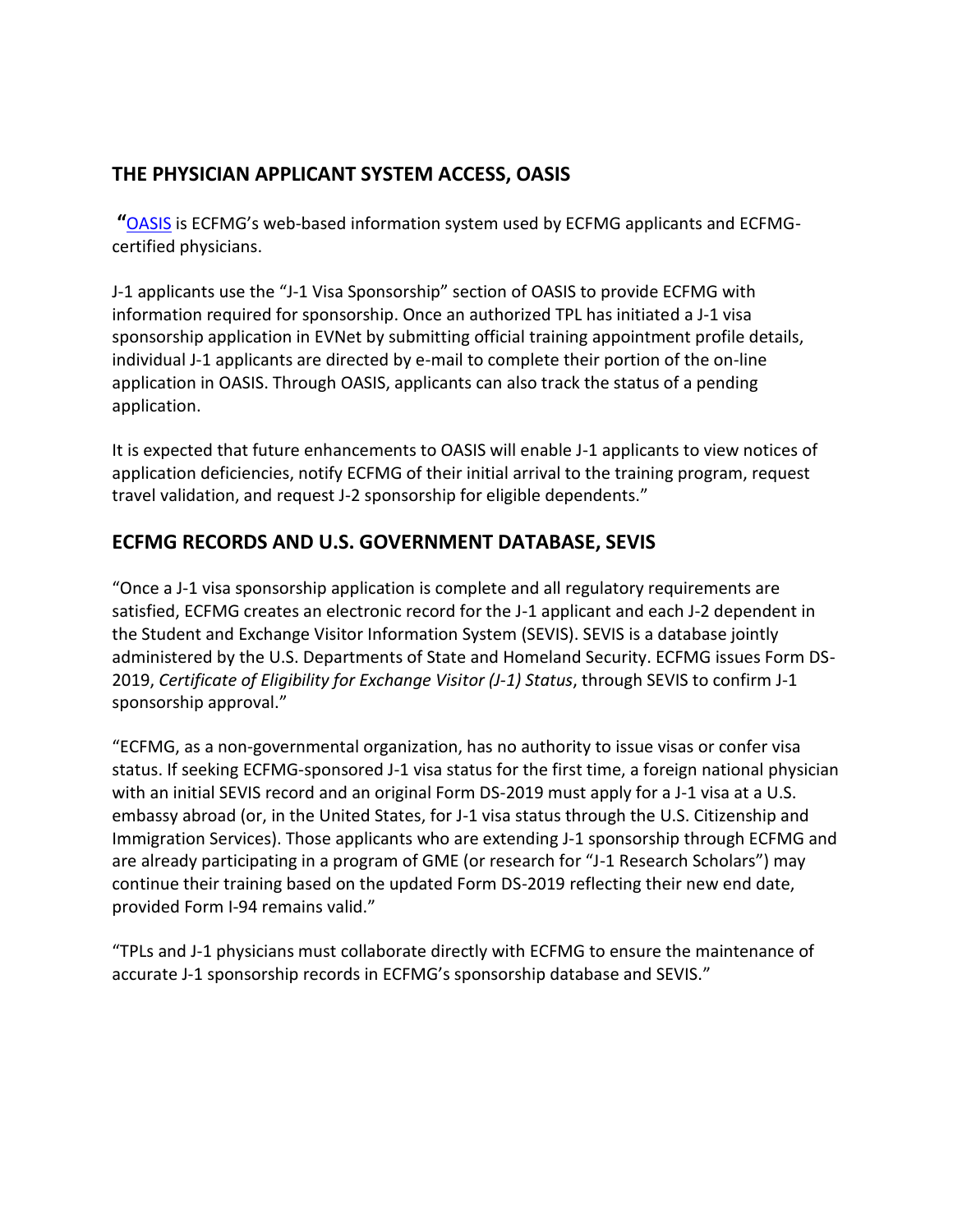## THE PHYSICIAN APPLICANT SYSTEM ACCESS, OASIS

**"**OASIS is ECFMG's web-based information system used by ECFMG applicants and ECFMG-certified physicians.

J-1 applicants use the "J-1 Visa Sponsorship" section of OASIS to provide ECFMG with information required for sponsorship. Once an authorized TPL has initiated a J-1 visa sponsorship application in EVNet by submitting official training appointment profile details, individual J-1 applicants are directed by e-mail to complete their portion of the on-line application in OASIS. Through OASIS, applicants can also track the status of a pending application.

It is expected that future enhancements to OASIS will enable J-1 applicants to view notices of application deficiencies, notify ECFMG of their initial arrival to the training program, request travel validation, and request J-2 sponsorship for eligible dependents."

## ECFMG RECORDS AND U.S. GOVERNMENT DATABASE, SEVIS

"Once a J-1 visa sponsorship application is complete and all regulatory requirements are satisfied, ECFMG creates an electronic record for the J-1 applicant and each J-2 dependent in the Student and Exchange Visitor Information System (SEVIS). SEVIS is a database jointly administered by the U.S. Departments of State and Homeland Security. ECFMG issues Form DS-2019, *Certificate of Eligibility for Exchange Visitor (J-1) Status*, through SEVIS to confirm J-1 sponsorship approval."

"ECFMG, as a non-governmental organization, has no authority to issue visas or confer visa status. If seeking ECFMG-sponsored J-1 visa status for the first time, a foreign national physician with an initial SEVIS record and an original Form DS-2019 must apply for a J-1 visa at a U.S. embassy abroad (or, in the United States, for J-1 visa status through the U.S. Citizenship and Immigration Services). Those applicants who are extending J-1 sponsorship through ECFMG and are already participating in a program of GME (or research for "J-1 Research Scholars") may continue their training based on the updated Form DS-2019 reflecting their new end date, provided Form I-94 remains valid."

"TPLs and J-1 physicians must collaborate directly with ECFMG to ensure the maintenance of accurate J-1 sponsorship records in ECFMG's sponsorship database and SEVIS."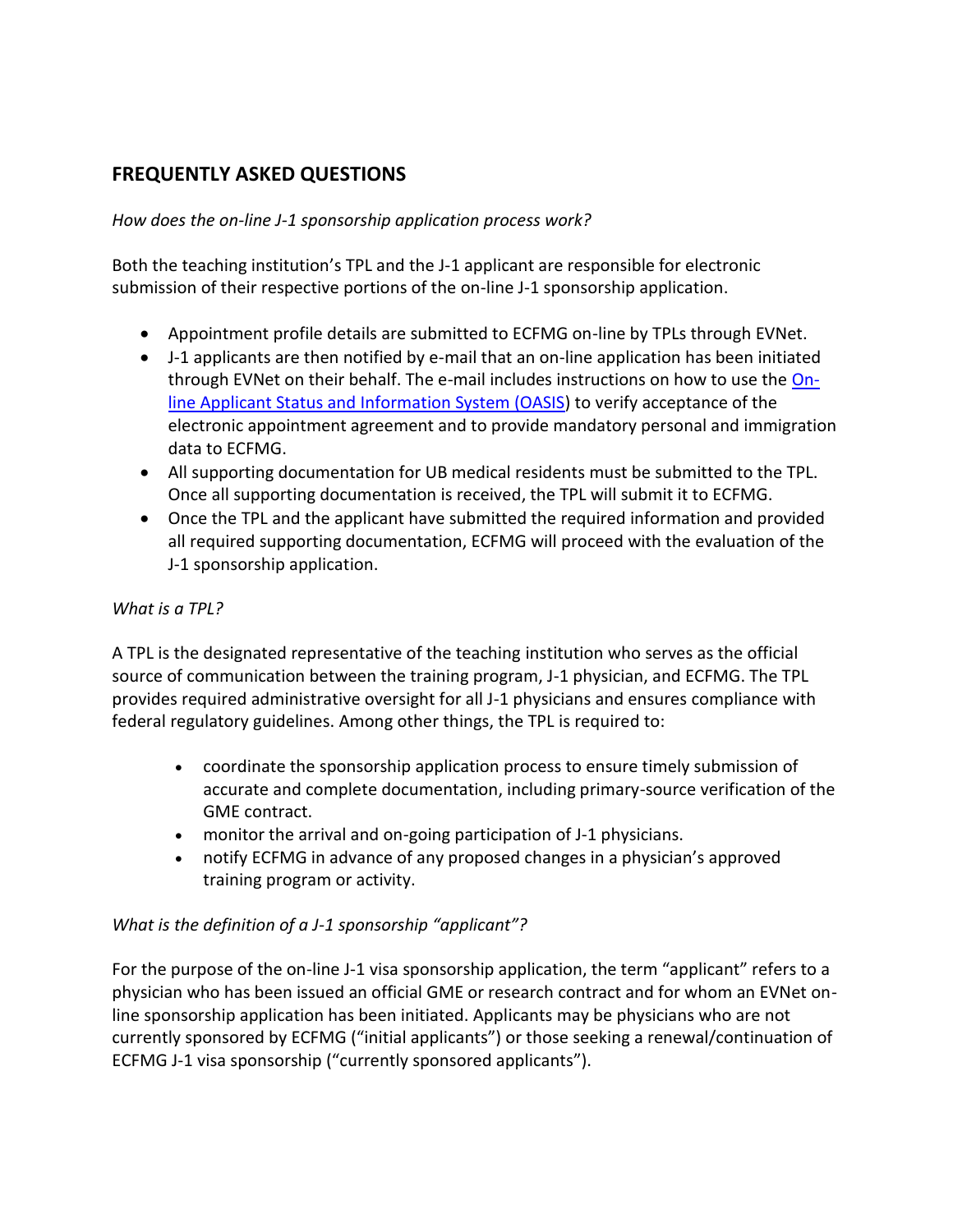## FREQUENTLY ASKED QUESTIONS

*How does the on-line J-1 sponsorship application process work?*

Both the teaching institution's TPL and the J-1 applicant are responsible for electronic submission of their respective portions of the on-line J-1 sponsorship application.

- Appointment profile details are submitted to ECFMG on-line by TPLs through EVNet.
- J-1 applicants are then notified by e-mail that an on-line application has been initiated through EVNet on their behalf. The e-mail includes instructions on how to use the [On-line Applicant Status and Information System (OASIS)]() to verify acceptance of the electronic appointment agreement and to provide mandatory personal and immigration data to ECFMG.
- All supporting documentation for UB medical residents must be submitted to the TPL. Once all supporting documentation is received, the TPL will submit it to ECFMG.
- Once the TPL and the applicant have submitted the required information and provided all required supporting documentation, ECFMG will proceed with the evaluation of the J-1 sponsorship application.

*What is a TPL?*

A TPL is the designated representative of the teaching institution who serves as the official source of communication between the training program, J-1 physician, and ECFMG. The TPL provides required administrative oversight for all J-1 physicians and ensures compliance with federal regulatory guidelines. Among other things, the TPL is required to:

- coordinate the sponsorship application process to ensure timely submission of accurate and complete documentation, including primary-source verification of the GME contract.
- monitor the arrival and on-going participation of J-1 physicians.
- notify ECFMG in advance of any proposed changes in a physician's approved training program or activity.

*What is the definition of a J-1 sponsorship "applicant"?*

For the purpose of the on-line J-1 visa sponsorship application, the term "applicant" refers to a physician who has been issued an official GME or research contract and for whom an EVNet on-line sponsorship application has been initiated. Applicants may be physicians who are not currently sponsored by ECFMG ("initial applicants") or those seeking a renewal/continuation of ECFMG J-1 visa sponsorship ("currently sponsored applicants").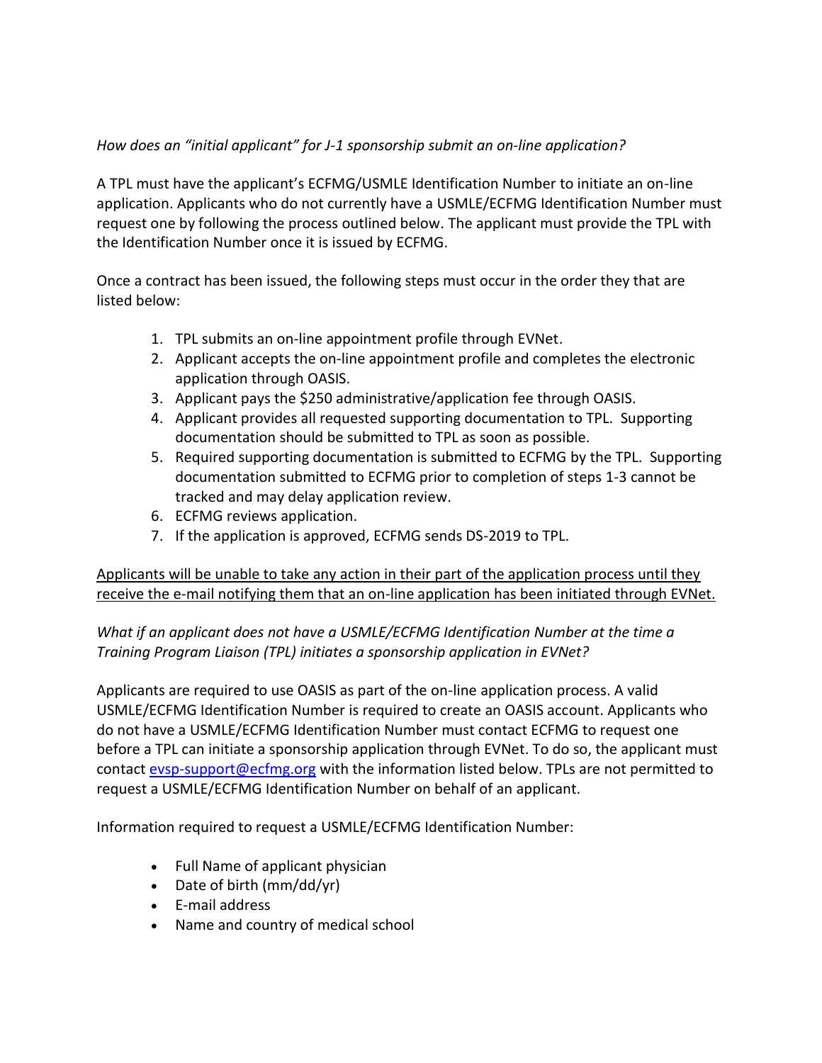*How does an "initial applicant" for J-1 sponsorship submit an on-line application?*

A TPL must have the applicant's ECFMG/USMLE Identification Number to initiate an on-line application. Applicants who do not currently have a USMLE/ECFMG Identification Number must request one by following the process outlined below. The applicant must provide the TPL with the Identification Number once it is issued by ECFMG.

Once a contract has been issued, the following steps must occur in the order they that are listed below:

1. TPL submits an on-line appointment profile through EVNet.
2. Applicant accepts the on-line appointment profile and completes the electronic application through OASIS.
3. Applicant pays the $250 administrative/application fee through OASIS.
4. Applicant provides all requested supporting documentation to TPL. Supporting documentation should be submitted to TPL as soon as possible.
5. Required supporting documentation is submitted to ECFMG by the TPL. Supporting documentation submitted to ECFMG prior to completion of steps 1-3 cannot be tracked and may delay application review.
6. ECFMG reviews application.
7. If the application is approved, ECFMG sends DS-2019 to TPL.

<u>Applicants will be unable to take any action in their part of the application process until they receive the e-mail notifying them that an on-line application has been initiated through EVNet.</u>

*What if an applicant does not have a USMLE/ECFMG Identification Number at the time a Training Program Liaison (TPL) initiates a sponsorship application in EVNet?*

Applicants are required to use OASIS as part of the on-line application process. A valid USMLE/ECFMG Identification Number is required to create an OASIS account. Applicants who do not have a USMLE/ECFMG Identification Number must contact ECFMG to request one before a TPL can initiate a sponsorship application through EVNet. To do so, the applicant must contact evsp-support@ecfmg.org with the information listed below. TPLs are not permitted to request a USMLE/ECFMG Identification Number on behalf of an applicant.

Information required to request a USMLE/ECFMG Identification Number:

- Full Name of applicant physician
- Date of birth (mm/dd/yr)
- E-mail address
- Name and country of medical school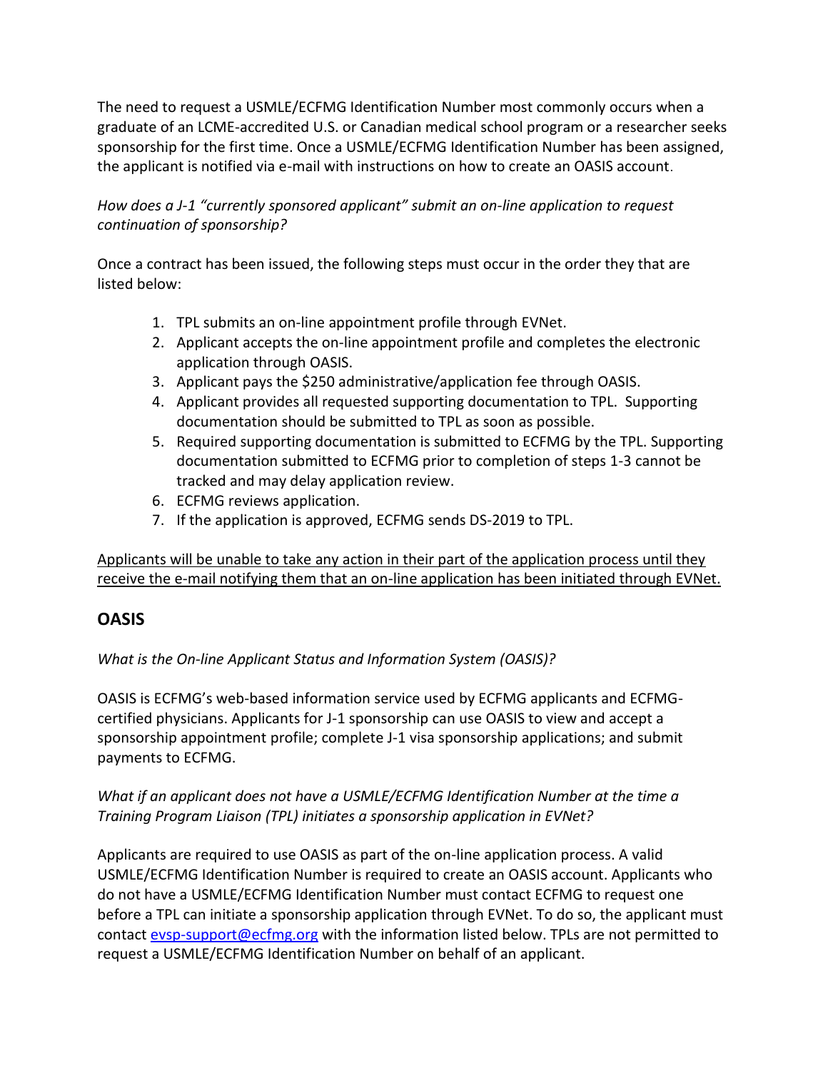The need to request a USMLE/ECFMG Identification Number most commonly occurs when a graduate of an LCME-accredited U.S. or Canadian medical school program or a researcher seeks sponsorship for the first time. Once a USMLE/ECFMG Identification Number has been assigned, the applicant is notified via e-mail with instructions on how to create an OASIS account.

*How does a J-1 "currently sponsored applicant" submit an on-line application to request continuation of sponsorship?*

Once a contract has been issued, the following steps must occur in the order they that are listed below:

1. TPL submits an on-line appointment profile through EVNet.
2. Applicant accepts the on-line appointment profile and completes the electronic application through OASIS.
3. Applicant pays the $250 administrative/application fee through OASIS.
4. Applicant provides all requested supporting documentation to TPL. Supporting documentation should be submitted to TPL as soon as possible.
5. Required supporting documentation is submitted to ECFMG by the TPL. Supporting documentation submitted to ECFMG prior to completion of steps 1-3 cannot be tracked and may delay application review.
6. ECFMG reviews application.
7. If the application is approved, ECFMG sends DS-2019 to TPL.

<u>Applicants will be unable to take any action in their part of the application process until they receive the e-mail notifying them that an on-line application has been initiated through EVNet.</u>

## OASIS

*What is the On-line Applicant Status and Information System (OASIS)?*

OASIS is ECFMG's web-based information service used by ECFMG applicants and ECFMG-certified physicians. Applicants for J-1 sponsorship can use OASIS to view and accept a sponsorship appointment profile; complete J-1 visa sponsorship applications; and submit payments to ECFMG.

*What if an applicant does not have a USMLE/ECFMG Identification Number at the time a Training Program Liaison (TPL) initiates a sponsorship application in EVNet?*

Applicants are required to use OASIS as part of the on-line application process. A valid USMLE/ECFMG Identification Number is required to create an OASIS account. Applicants who do not have a USMLE/ECFMG Identification Number must contact ECFMG to request one before a TPL can initiate a sponsorship application through EVNet. To do so, the applicant must contact evsp-support@ecfmg.org with the information listed below. TPLs are not permitted to request a USMLE/ECFMG Identification Number on behalf of an applicant.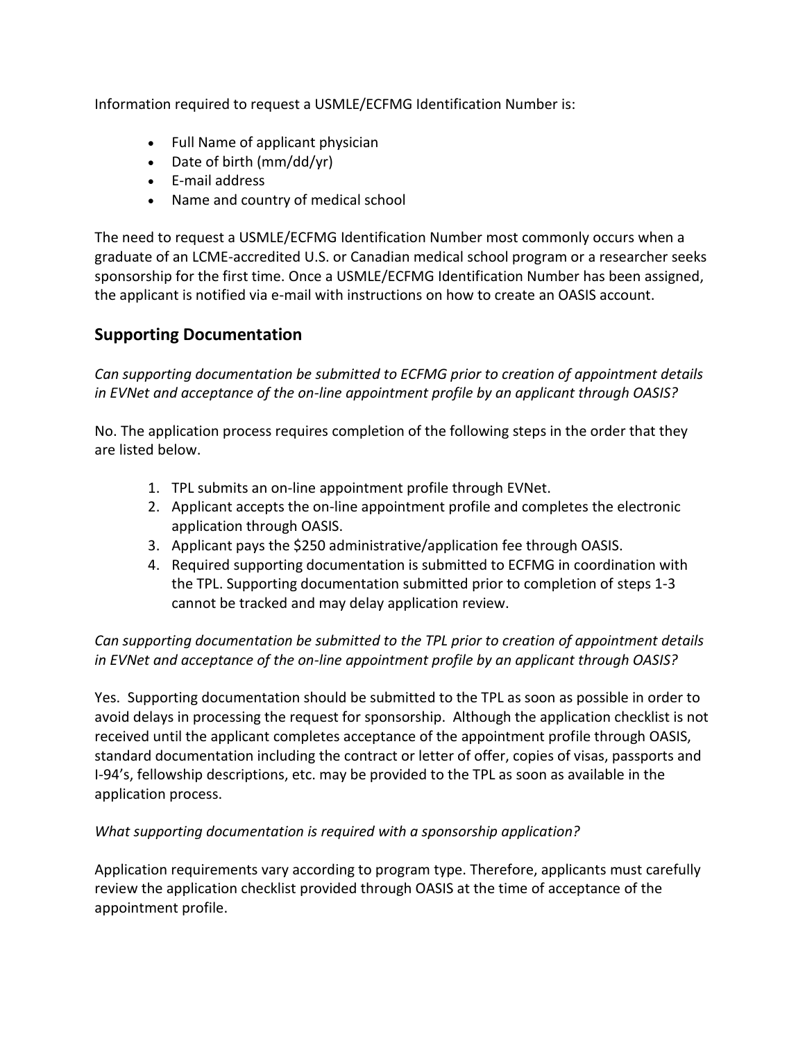Information required to request a USMLE/ECFMG Identification Number is:

- Full Name of applicant physician
- Date of birth (mm/dd/yr)
- E-mail address
- Name and country of medical school

The need to request a USMLE/ECFMG Identification Number most commonly occurs when a graduate of an LCME-accredited U.S. or Canadian medical school program or a researcher seeks sponsorship for the first time. Once a USMLE/ECFMG Identification Number has been assigned, the applicant is notified via e-mail with instructions on how to create an OASIS account.

## Supporting Documentation

*Can supporting documentation be submitted to ECFMG prior to creation of appointment details in EVNet and acceptance of the on-line appointment profile by an applicant through OASIS?*

No. The application process requires completion of the following steps in the order that they are listed below.

1. TPL submits an on-line appointment profile through EVNet.
2. Applicant accepts the on-line appointment profile and completes the electronic application through OASIS.
3. Applicant pays the $250 administrative/application fee through OASIS.
4. Required supporting documentation is submitted to ECFMG in coordination with the TPL. Supporting documentation submitted prior to completion of steps 1-3 cannot be tracked and may delay application review.

*Can supporting documentation be submitted to the TPL prior to creation of appointment details in EVNet and acceptance of the on-line appointment profile by an applicant through OASIS?*

Yes. Supporting documentation should be submitted to the TPL as soon as possible in order to avoid delays in processing the request for sponsorship. Although the application checklist is not received until the applicant completes acceptance of the appointment profile through OASIS, standard documentation including the contract or letter of offer, copies of visas, passports and I-94's, fellowship descriptions, etc. may be provided to the TPL as soon as available in the application process.

*What supporting documentation is required with a sponsorship application?*

Application requirements vary according to program type. Therefore, applicants must carefully review the application checklist provided through OASIS at the time of acceptance of the appointment profile.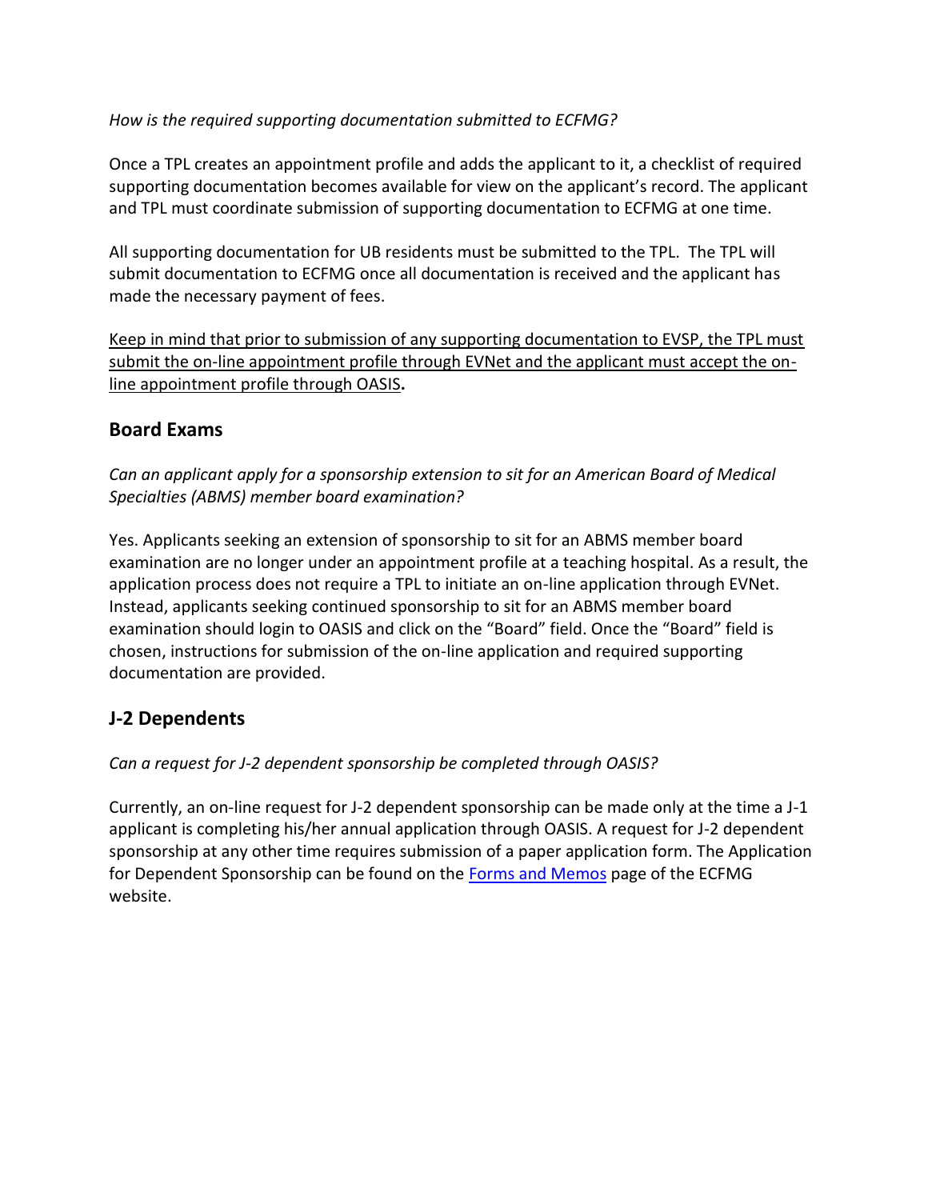*How is the required supporting documentation submitted to ECFMG?*

Once a TPL creates an appointment profile and adds the applicant to it, a checklist of required supporting documentation becomes available for view on the applicant's record. The applicant and TPL must coordinate submission of supporting documentation to ECFMG at one time.

All supporting documentation for UB residents must be submitted to the TPL. The TPL will submit documentation to ECFMG once all documentation is received and the applicant has made the necessary payment of fees.

<u>Keep in mind that prior to submission of any supporting documentation to EVSP, the TPL must submit the on-line appointment profile through EVNet and the applicant must accept the on-line appointment profile through OASIS</u>**.**

## Board Exams

*Can an applicant apply for a sponsorship extension to sit for an American Board of Medical Specialties (ABMS) member board examination?*

Yes. Applicants seeking an extension of sponsorship to sit for an ABMS member board examination are no longer under an appointment profile at a teaching hospital. As a result, the application process does not require a TPL to initiate an on-line application through EVNet. Instead, applicants seeking continued sponsorship to sit for an ABMS member board examination should login to OASIS and click on the "Board" field. Once the "Board" field is chosen, instructions for submission of the on-line application and required supporting documentation are provided.

## J-2 Dependents

*Can a request for J-2 dependent sponsorship be completed through OASIS?*

Currently, an on-line request for J-2 dependent sponsorship can be made only at the time a J-1 applicant is completing his/her annual application through OASIS. A request for J-2 dependent sponsorship at any other time requires submission of a paper application form. The Application for Dependent Sponsorship can be found on the Forms and Memos page of the ECFMG website.